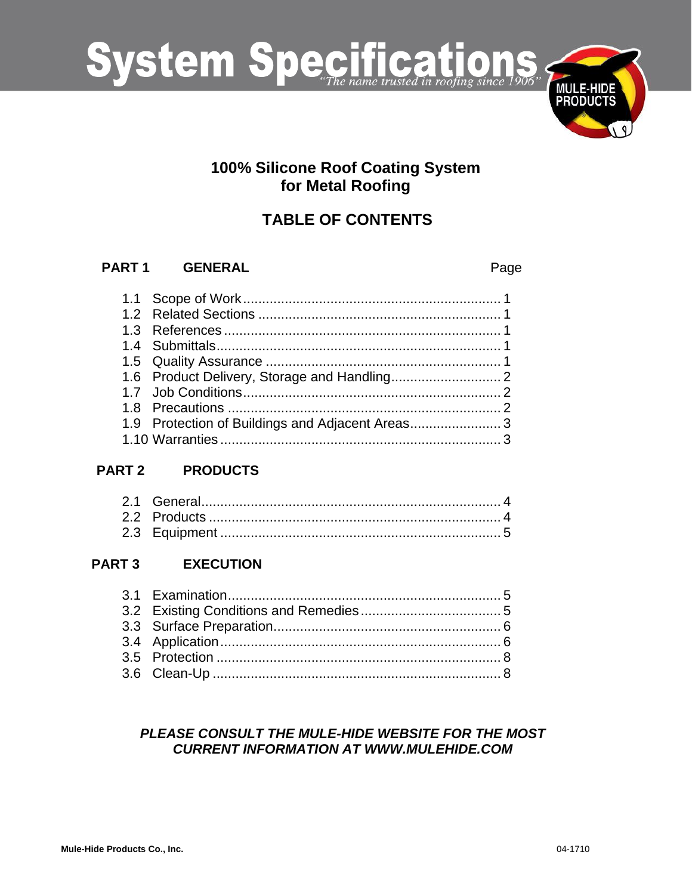# System Specifications

*"The name trusted in roofing since 1906"*

MULE-HIDE PRODUCTS

## 100% Silicone Roof Coating System for Metal Roofing

## TABLE OF CONTENTS

| **PART 1** | **GENERAL** | Page |
|---|---|---|
| 1.1 | Scope of Work | 1 |
| 1.2 | Related Sections | 1 |
| 1.3 | References | 1 |
| 1.4 | Submittals | 1 |
| 1.5 | Quality Assurance | 1 |
| 1.6 | Product Delivery, Storage and Handling | 2 |
| 1.7 | Job Conditions | 2 |
| 1.8 | Precautions | 2 |
| 1.9 | Protection of Buildings and Adjacent Areas | 3 |
| 1.10 | Warranties | 3 |
| **PART 2** | **PRODUCTS** | |
| 2.1 | General | 4 |
| 2.2 | Products | 4 |
| 2.3 | Equipment | 5 |
| **PART 3** | **EXECUTION** | |
| 3.1 | Examination | 5 |
| 3.2 | Existing Conditions and Remedies | 5 |
| 3.3 | Surface Preparation | 6 |
| 3.4 | Application | 6 |
| 3.5 | Protection | 8 |
| 3.6 | Clean-Up | 8 |

***PLEASE CONSULT THE MULE-HIDE WEBSITE FOR THE MOST CURRENT INFORMATION AT WWW.MULEHIDE.COM***

**Mule-Hide Products Co., Inc.** 04-1710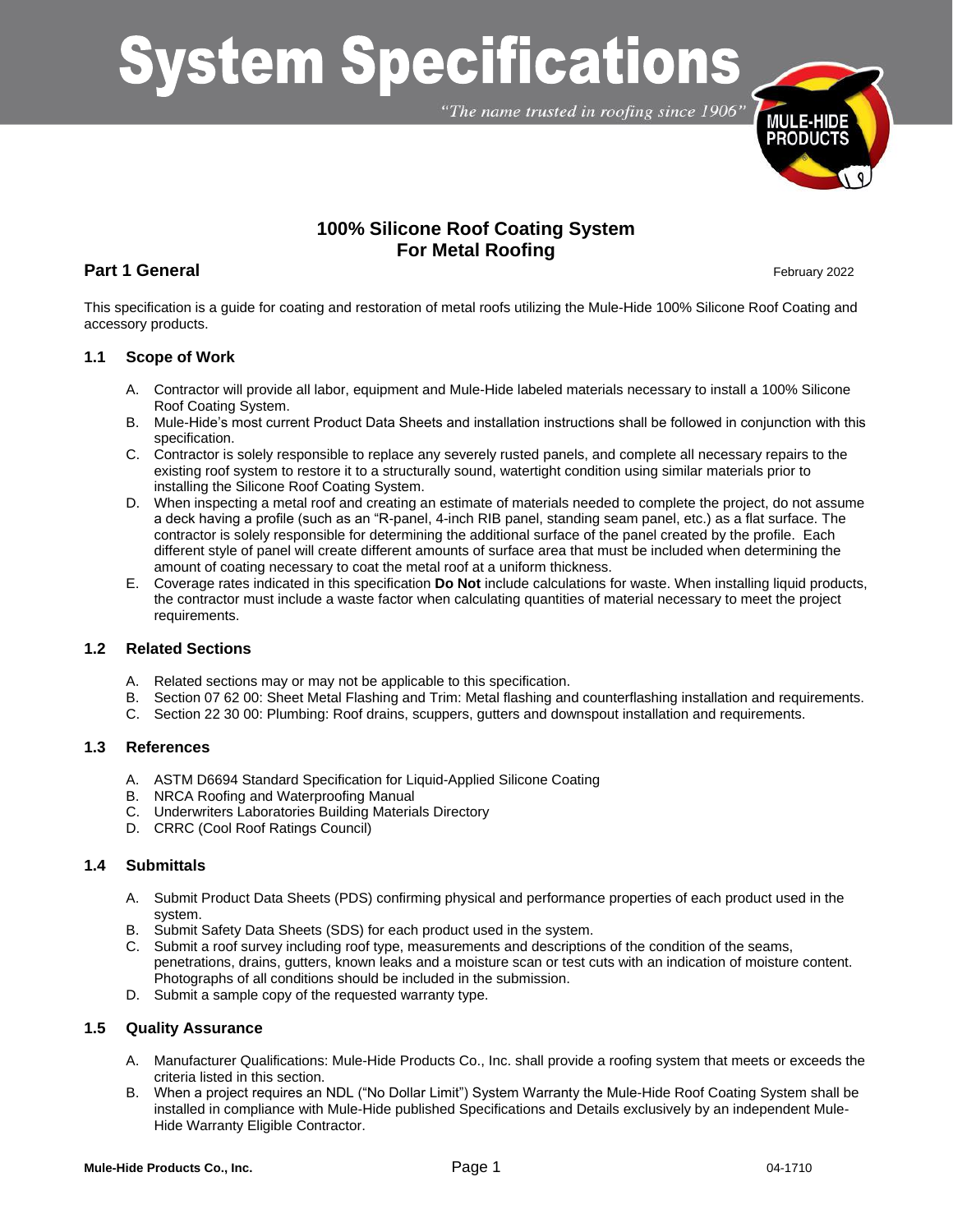# System Specifications

*"The name trusted in roofing since 1906"*

## 100% Silicone Roof Coating System For Metal Roofing

## Part 1 General

February 2022

This specification is a guide for coating and restoration of metal roofs utilizing the Mule-Hide 100% Silicone Roof Coating and accessory products.

### 1.1 Scope of Work

A. Contractor will provide all labor, equipment and Mule-Hide labeled materials necessary to install a 100% Silicone Roof Coating System.

B. Mule-Hide's most current Product Data Sheets and installation instructions shall be followed in conjunction with this specification.

C. Contractor is solely responsible to replace any severely rusted panels, and complete all necessary repairs to the existing roof system to restore it to a structurally sound, watertight condition using similar materials prior to installing the Silicone Roof Coating System.

D. When inspecting a metal roof and creating an estimate of materials needed to complete the project, do not assume a deck having a profile (such as an "R-panel, 4-inch RIB panel, standing seam panel, etc.) as a flat surface. The contractor is solely responsible for determining the additional surface of the panel created by the profile. Each different style of panel will create different amounts of surface area that must be included when determining the amount of coating necessary to coat the metal roof at a uniform thickness.

E. Coverage rates indicated in this specification **Do Not** include calculations for waste. When installing liquid products, the contractor must include a waste factor when calculating quantities of material necessary to meet the project requirements.

### 1.2 Related Sections

A. Related sections may or may not be applicable to this specification.

B. Section 07 62 00: Sheet Metal Flashing and Trim: Metal flashing and counterflashing installation and requirements.

C. Section 22 30 00: Plumbing: Roof drains, scuppers, gutters and downspout installation and requirements.

### 1.3 References

A. ASTM D6694 Standard Specification for Liquid-Applied Silicone Coating

B. NRCA Roofing and Waterproofing Manual

C. Underwriters Laboratories Building Materials Directory

D. CRRC (Cool Roof Ratings Council)

### 1.4 Submittals

A. Submit Product Data Sheets (PDS) confirming physical and performance properties of each product used in the system.

B. Submit Safety Data Sheets (SDS) for each product used in the system.

C. Submit a roof survey including roof type, measurements and descriptions of the condition of the seams, penetrations, drains, gutters, known leaks and a moisture scan or test cuts with an indication of moisture content. Photographs of all conditions should be included in the submission.

D. Submit a sample copy of the requested warranty type.

### 1.5 Quality Assurance

A. Manufacturer Qualifications: Mule-Hide Products Co., Inc. shall provide a roofing system that meets or exceeds the criteria listed in this section.

B. When a project requires an NDL ("No Dollar Limit") System Warranty the Mule-Hide Roof Coating System shall be installed in compliance with Mule-Hide published Specifications and Details exclusively by an independent Mule-Hide Warranty Eligible Contractor.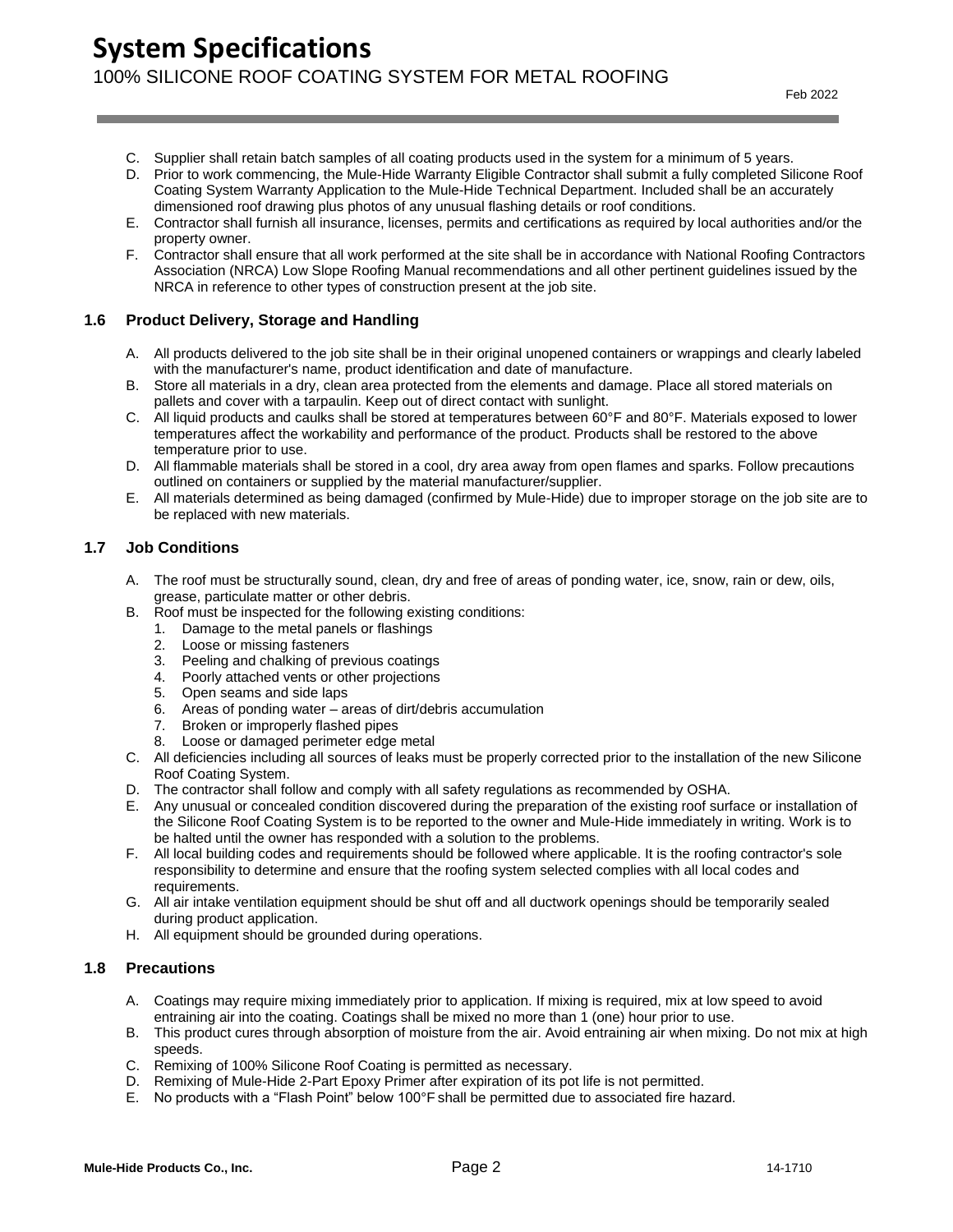C. Supplier shall retain batch samples of all coating products used in the system for a minimum of 5 years.
D. Prior to work commencing, the Mule-Hide Warranty Eligible Contractor shall submit a fully completed Silicone Roof Coating System Warranty Application to the Mule-Hide Technical Department. Included shall be an accurately dimensioned roof drawing plus photos of any unusual flashing details or roof conditions.
E. Contractor shall furnish all insurance, licenses, permits and certifications as required by local authorities and/or the property owner.
F. Contractor shall ensure that all work performed at the site shall be in accordance with National Roofing Contractors Association (NRCA) Low Slope Roofing Manual recommendations and all other pertinent guidelines issued by the NRCA in reference to other types of construction present at the job site.

### 1.6 Product Delivery, Storage and Handling

A. All products delivered to the job site shall be in their original unopened containers or wrappings and clearly labeled with the manufacturer's name, product identification and date of manufacture.
B. Store all materials in a dry, clean area protected from the elements and damage. Place all stored materials on pallets and cover with a tarpaulin. Keep out of direct contact with sunlight.
C. All liquid products and caulks shall be stored at temperatures between 60°F and 80°F. Materials exposed to lower temperatures affect the workability and performance of the product. Products shall be restored to the above temperature prior to use.
D. All flammable materials shall be stored in a cool, dry area away from open flames and sparks. Follow precautions outlined on containers or supplied by the material manufacturer/supplier.
E. All materials determined as being damaged (confirmed by Mule-Hide) due to improper storage on the job site are to be replaced with new materials.

### 1.7 Job Conditions

A. The roof must be structurally sound, clean, dry and free of areas of ponding water, ice, snow, rain or dew, oils, grease, particulate matter or other debris.
B. Roof must be inspected for the following existing conditions:
   1. Damage to the metal panels or flashings
   2. Loose or missing fasteners
   3. Peeling and chalking of previous coatings
   4. Poorly attached vents or other projections
   5. Open seams and side laps
   6. Areas of ponding water – areas of dirt/debris accumulation
   7. Broken or improperly flashed pipes
   8. Loose or damaged perimeter edge metal
C. All deficiencies including all sources of leaks must be properly corrected prior to the installation of the new Silicone Roof Coating System.
D. The contractor shall follow and comply with all safety regulations as recommended by OSHA.
E. Any unusual or concealed condition discovered during the preparation of the existing roof surface or installation of the Silicone Roof Coating System is to be reported to the owner and Mule-Hide immediately in writing. Work is to be halted until the owner has responded with a solution to the problems.
F. All local building codes and requirements should be followed where applicable. It is the roofing contractor's sole responsibility to determine and ensure that the roofing system selected complies with all local codes and requirements.
G. All air intake ventilation equipment should be shut off and all ductwork openings should be temporarily sealed during product application.
H. All equipment should be grounded during operations.

### 1.8 Precautions

A. Coatings may require mixing immediately prior to application. If mixing is required, mix at low speed to avoid entraining air into the coating. Coatings shall be mixed no more than 1 (one) hour prior to use.
B. This product cures through absorption of moisture from the air. Avoid entraining air when mixing. Do not mix at high speeds.
C. Remixing of 100% Silicone Roof Coating is permitted as necessary.
D. Remixing of Mule-Hide 2-Part Epoxy Primer after expiration of its pot life is not permitted.
E. No products with a "Flash Point" below 100°F shall be permitted due to associated fire hazard.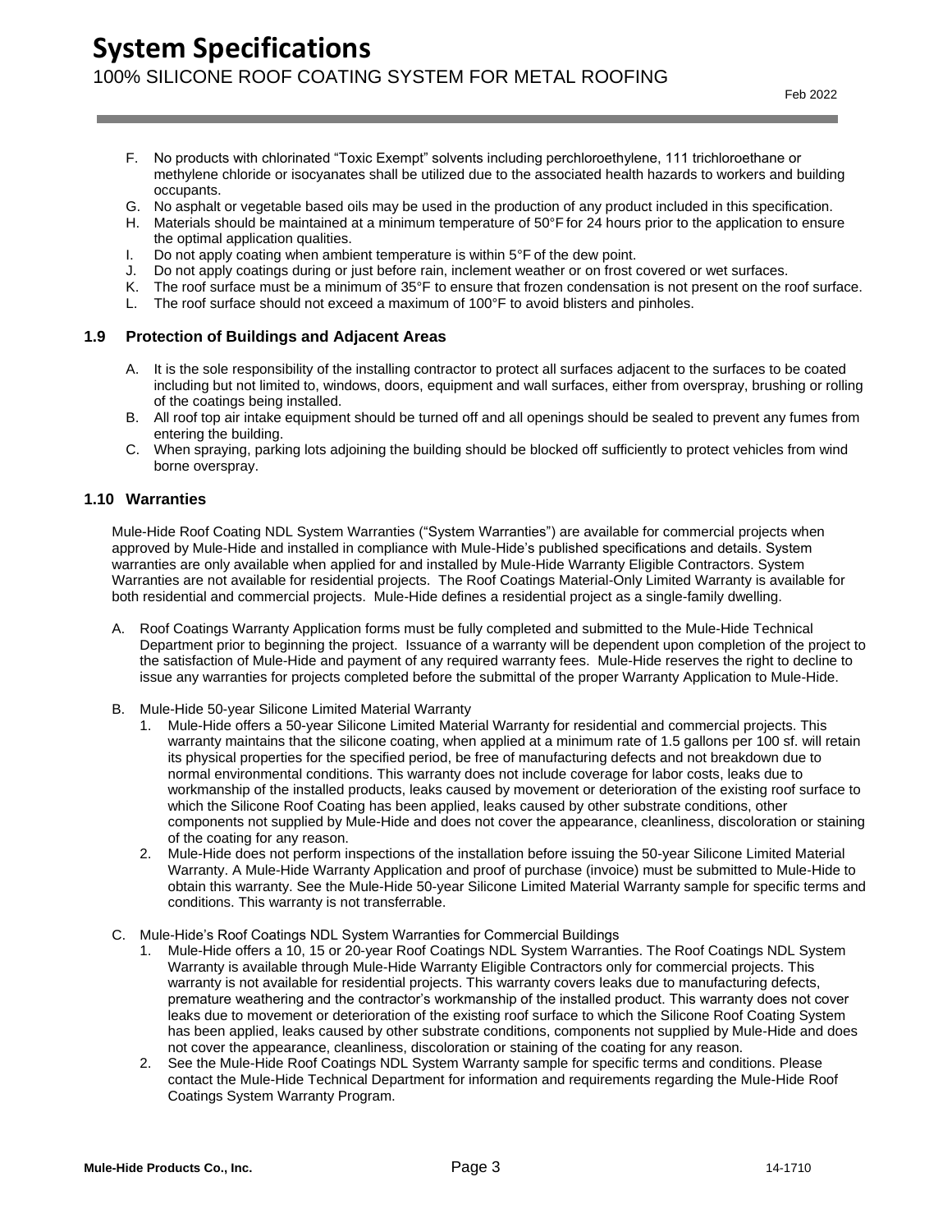F. No products with chlorinated "Toxic Exempt" solvents including perchloroethylene, 111 trichloroethane or methylene chloride or isocyanates shall be utilized due to the associated health hazards to workers and building occupants.
G. No asphalt or vegetable based oils may be used in the production of any product included in this specification.
H. Materials should be maintained at a minimum temperature of 50°F for 24 hours prior to the application to ensure the optimal application qualities.
I. Do not apply coating when ambient temperature is within 5°F of the dew point.
J. Do not apply coatings during or just before rain, inclement weather or on frost covered or wet surfaces.
K. The roof surface must be a minimum of 35°F to ensure that frozen condensation is not present on the roof surface.
L. The roof surface should not exceed a maximum of 100°F to avoid blisters and pinholes.

### 1.9 Protection of Buildings and Adjacent Areas

A. It is the sole responsibility of the installing contractor to protect all surfaces adjacent to the surfaces to be coated including but not limited to, windows, doors, equipment and wall surfaces, either from overspray, brushing or rolling of the coatings being installed.
B. All roof top air intake equipment should be turned off and all openings should be sealed to prevent any fumes from entering the building.
C. When spraying, parking lots adjoining the building should be blocked off sufficiently to protect vehicles from wind borne overspray.

### 1.10 Warranties

Mule-Hide Roof Coating NDL System Warranties ("System Warranties") are available for commercial projects when approved by Mule-Hide and installed in compliance with Mule-Hide's published specifications and details. System warranties are only available when applied for and installed by Mule-Hide Warranty Eligible Contractors. System Warranties are not available for residential projects. The Roof Coatings Material-Only Limited Warranty is available for both residential and commercial projects. Mule-Hide defines a residential project as a single-family dwelling.

A. Roof Coatings Warranty Application forms must be fully completed and submitted to the Mule-Hide Technical Department prior to beginning the project. Issuance of a warranty will be dependent upon completion of the project to the satisfaction of Mule-Hide and payment of any required warranty fees. Mule-Hide reserves the right to decline to issue any warranties for projects completed before the submittal of the proper Warranty Application to Mule-Hide.

B. Mule-Hide 50-year Silicone Limited Material Warranty
   1. Mule-Hide offers a 50-year Silicone Limited Material Warranty for residential and commercial projects. This warranty maintains that the silicone coating, when applied at a minimum rate of 1.5 gallons per 100 sf. will retain its physical properties for the specified period, be free of manufacturing defects and not breakdown due to normal environmental conditions. This warranty does not include coverage for labor costs, leaks due to workmanship of the installed products, leaks caused by movement or deterioration of the existing roof surface to which the Silicone Roof Coating has been applied, leaks caused by other substrate conditions, other components not supplied by Mule-Hide and does not cover the appearance, cleanliness, discoloration or staining of the coating for any reason.
   2. Mule-Hide does not perform inspections of the installation before issuing the 50-year Silicone Limited Material Warranty. A Mule-Hide Warranty Application and proof of purchase (invoice) must be submitted to Mule-Hide to obtain this warranty. See the Mule-Hide 50-year Silicone Limited Material Warranty sample for specific terms and conditions. This warranty is not transferrable.

C. Mule-Hide's Roof Coatings NDL System Warranties for Commercial Buildings
   1. Mule-Hide offers a 10, 15 or 20-year Roof Coatings NDL System Warranties. The Roof Coatings NDL System Warranty is available through Mule-Hide Warranty Eligible Contractors only for commercial projects. This warranty is not available for residential projects. This warranty covers leaks due to manufacturing defects, premature weathering and the contractor's workmanship of the installed product. This warranty does not cover leaks due to movement or deterioration of the existing roof surface to which the Silicone Roof Coating System has been applied, leaks caused by other substrate conditions, components not supplied by Mule-Hide and does not cover the appearance, cleanliness, discoloration or staining of the coating for any reason.
   2. See the Mule-Hide Roof Coatings NDL System Warranty sample for specific terms and conditions. Please contact the Mule-Hide Technical Department for information and requirements regarding the Mule-Hide Roof Coatings System Warranty Program.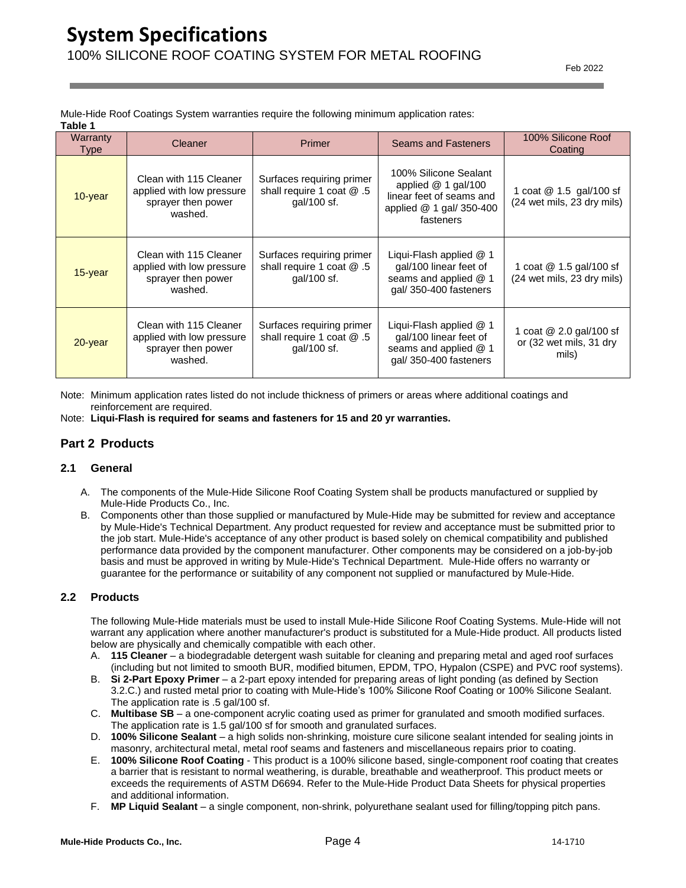# System Specifications

100% SILICONE ROOF COATING SYSTEM FOR METAL ROOFING

Feb 2022

Mule-Hide Roof Coatings System warranties require the following minimum application rates:

**Table 1**

| Warranty Type | Cleaner | Primer | Seams and Fasteners | 100% Silicone Roof Coating |
|---|---|---|---|---|
| 10-year | Clean with 115 Cleaner applied with low pressure sprayer then power washed. | Surfaces requiring primer shall require 1 coat @ .5 gal/100 sf. | 100% Silicone Sealant applied @ 1 gal/100 linear feet of seams and applied @ 1 gal/ 350-400 fasteners | 1 coat @ 1.5 gal/100 sf (24 wet mils, 23 dry mils) |
| 15-year | Clean with 115 Cleaner applied with low pressure sprayer then power washed. | Surfaces requiring primer shall require 1 coat @ .5 gal/100 sf. | Liqui-Flash applied @ 1 gal/100 linear feet of seams and applied @ 1 gal/ 350-400 fasteners | 1 coat @ 1.5 gal/100 sf (24 wet mils, 23 dry mils) |
| 20-year | Clean with 115 Cleaner applied with low pressure sprayer then power washed. | Surfaces requiring primer shall require 1 coat @ .5 gal/100 sf. | Liqui-Flash applied @ 1 gal/100 linear feet of seams and applied @ 1 gal/ 350-400 fasteners | 1 coat @ 2.0 gal/100 sf or (32 wet mils, 31 dry mils) |

Note: Minimum application rates listed do not include thickness of primers or areas where additional coatings and reinforcement are required.

Note: **Liqui-Flash is required for seams and fasteners for 15 and 20 yr warranties.**

## Part 2 Products

### 2.1 General

A. The components of the Mule-Hide Silicone Roof Coating System shall be products manufactured or supplied by Mule-Hide Products Co., Inc.

B. Components other than those supplied or manufactured by Mule-Hide may be submitted for review and acceptance by Mule-Hide's Technical Department. Any product requested for review and acceptance must be submitted prior to the job start. Mule-Hide's acceptance of any other product is based solely on chemical compatibility and published performance data provided by the component manufacturer. Other components may be considered on a job-by-job basis and must be approved in writing by Mule-Hide's Technical Department. Mule-Hide offers no warranty or guarantee for the performance or suitability of any component not supplied or manufactured by Mule-Hide.

### 2.2 Products

The following Mule-Hide materials must be used to install Mule-Hide Silicone Roof Coating Systems. Mule-Hide will not warrant any application where another manufacturer's product is substituted for a Mule-Hide product. All products listed below are physically and chemically compatible with each other.

A. **115 Cleaner** – a biodegradable detergent wash suitable for cleaning and preparing metal and aged roof surfaces (including but not limited to smooth BUR, modified bitumen, EPDM, TPO, Hypalon (CSPE) and PVC roof systems).

B. **Si 2-Part Epoxy Primer** – a 2-part epoxy intended for preparing areas of light ponding (as defined by Section 3.2.C.) and rusted metal prior to coating with Mule-Hide's 100% Silicone Roof Coating or 100% Silicone Sealant. The application rate is .5 gal/100 sf.

C. **Multibase SB** – a one-component acrylic coating used as primer for granulated and smooth modified surfaces. The application rate is 1.5 gal/100 sf for smooth and granulated surfaces.

D. **100% Silicone Sealant** – a high solids non-shrinking, moisture cure silicone sealant intended for sealing joints in masonry, architectural metal, metal roof seams and fasteners and miscellaneous repairs prior to coating.

E. **100% Silicone Roof Coating** - This product is a 100% silicone based, single-component roof coating that creates a barrier that is resistant to normal weathering, is durable, breathable and weatherproof. This product meets or exceeds the requirements of ASTM D6694. Refer to the Mule-Hide Product Data Sheets for physical properties and additional information.

F. **MP Liquid Sealant** – a single component, non-shrink, polyurethane sealant used for filling/topping pitch pans.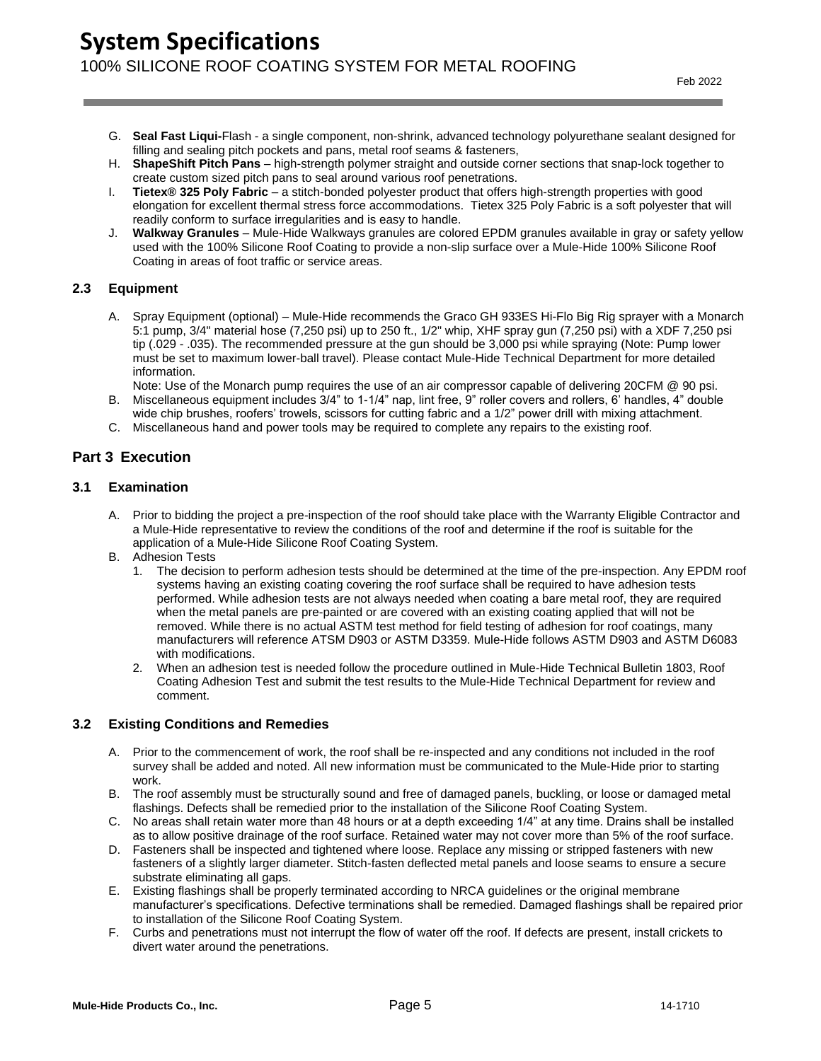G. **Seal Fast Liqui-**Flash - a single component, non-shrink, advanced technology polyurethane sealant designed for filling and sealing pitch pockets and pans, metal roof seams & fasteners,

H. **ShapeShift Pitch Pans** – high-strength polymer straight and outside corner sections that snap-lock together to create custom sized pitch pans to seal around various roof penetrations.

I. **Tietex® 325 Poly Fabric** – a stitch-bonded polyester product that offers high-strength properties with good elongation for excellent thermal stress force accommodations. Tietex 325 Poly Fabric is a soft polyester that will readily conform to surface irregularities and is easy to handle.

J. **Walkway Granules** – Mule-Hide Walkways granules are colored EPDM granules available in gray or safety yellow used with the 100% Silicone Roof Coating to provide a non-slip surface over a Mule-Hide 100% Silicone Roof Coating in areas of foot traffic or service areas.

### 2.3 Equipment

A. Spray Equipment (optional) – Mule-Hide recommends the Graco GH 933ES Hi-Flo Big Rig sprayer with a Monarch 5:1 pump, 3/4" material hose (7,250 psi) up to 250 ft., 1/2" whip, XHF spray gun (7,250 psi) with a XDF 7,250 psi tip (.029 - .035). The recommended pressure at the gun should be 3,000 psi while spraying (Note: Pump lower must be set to maximum lower-ball travel). Please contact Mule-Hide Technical Department for more detailed information.

Note: Use of the Monarch pump requires the use of an air compressor capable of delivering 20CFM @ 90 psi.

B. Miscellaneous equipment includes 3/4" to 1-1/4" nap, lint free, 9" roller covers and rollers, 6' handles, 4" double wide chip brushes, roofers' trowels, scissors for cutting fabric and a 1/2" power drill with mixing attachment.

C. Miscellaneous hand and power tools may be required to complete any repairs to the existing roof.

## Part 3 Execution

### 3.1 Examination

A. Prior to bidding the project a pre-inspection of the roof should take place with the Warranty Eligible Contractor and a Mule-Hide representative to review the conditions of the roof and determine if the roof is suitable for the application of a Mule-Hide Silicone Roof Coating System.

B. Adhesion Tests

1. The decision to perform adhesion tests should be determined at the time of the pre-inspection. Any EPDM roof systems having an existing coating covering the roof surface shall be required to have adhesion tests performed. While adhesion tests are not always needed when coating a bare metal roof, they are required when the metal panels are pre-painted or are covered with an existing coating applied that will not be removed. While there is no actual ASTM test method for field testing of adhesion for roof coatings, many manufacturers will reference ATSM D903 or ASTM D3359. Mule-Hide follows ASTM D903 and ASTM D6083 with modifications.
2. When an adhesion test is needed follow the procedure outlined in Mule-Hide Technical Bulletin 1803, Roof Coating Adhesion Test and submit the test results to the Mule-Hide Technical Department for review and comment.

### 3.2 Existing Conditions and Remedies

A. Prior to the commencement of work, the roof shall be re-inspected and any conditions not included in the roof survey shall be added and noted. All new information must be communicated to the Mule-Hide prior to starting work.

B. The roof assembly must be structurally sound and free of damaged panels, buckling, or loose or damaged metal flashings. Defects shall be remedied prior to the installation of the Silicone Roof Coating System.

C. No areas shall retain water more than 48 hours or at a depth exceeding 1/4" at any time. Drains shall be installed as to allow positive drainage of the roof surface. Retained water may not cover more than 5% of the roof surface.

D. Fasteners shall be inspected and tightened where loose. Replace any missing or stripped fasteners with new fasteners of a slightly larger diameter. Stitch-fasten deflected metal panels and loose seams to ensure a secure substrate eliminating all gaps.

E. Existing flashings shall be properly terminated according to NRCA guidelines or the original membrane manufacturer's specifications. Defective terminations shall be remedied. Damaged flashings shall be repaired prior to installation of the Silicone Roof Coating System.

F. Curbs and penetrations must not interrupt the flow of water off the roof. If defects are present, install crickets to divert water around the penetrations.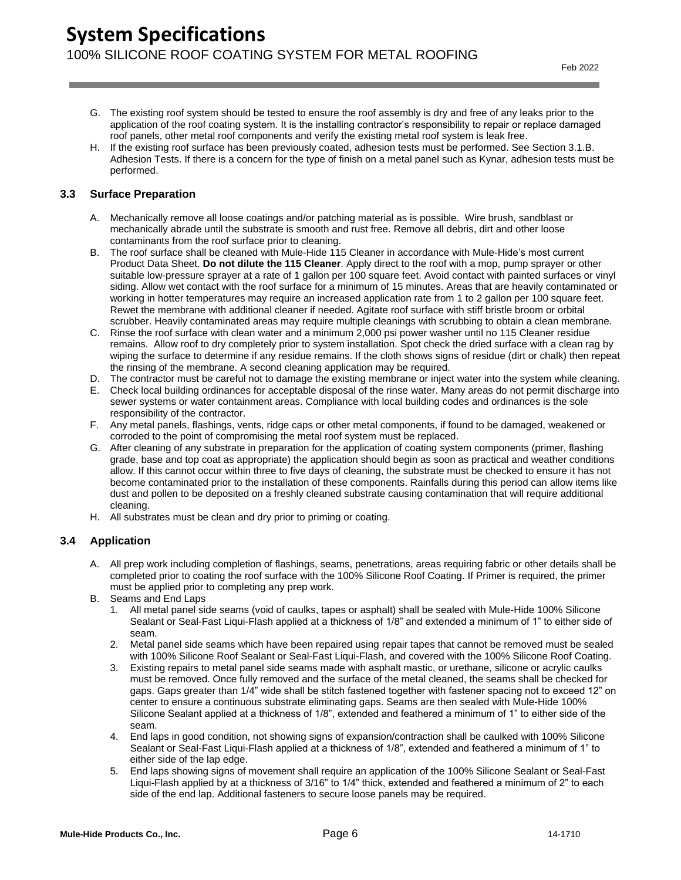G. The existing roof system should be tested to ensure the roof assembly is dry and free of any leaks prior to the application of the roof coating system. It is the installing contractor's responsibility to repair or replace damaged roof panels, other metal roof components and verify the existing metal roof system is leak free.

H. If the existing roof surface has been previously coated, adhesion tests must be performed. See Section 3.1.B. Adhesion Tests. If there is a concern for the type of finish on a metal panel such as Kynar, adhesion tests must be performed.

### 3.3 Surface Preparation

A. Mechanically remove all loose coatings and/or patching material as is possible. Wire brush, sandblast or mechanically abrade until the substrate is smooth and rust free. Remove all debris, dirt and other loose contaminants from the roof surface prior to cleaning.

B. The roof surface shall be cleaned with Mule-Hide 115 Cleaner in accordance with Mule-Hide's most current Product Data Sheet. **Do not dilute the 115 Cleaner**. Apply direct to the roof with a mop, pump sprayer or other suitable low-pressure sprayer at a rate of 1 gallon per 100 square feet. Avoid contact with painted surfaces or vinyl siding. Allow wet contact with the roof surface for a minimum of 15 minutes. Areas that are heavily contaminated or working in hotter temperatures may require an increased application rate from 1 to 2 gallon per 100 square feet. Rewet the membrane with additional cleaner if needed. Agitate roof surface with stiff bristle broom or orbital scrubber. Heavily contaminated areas may require multiple cleanings with scrubbing to obtain a clean membrane.

C. Rinse the roof surface with clean water and a minimum 2,000 psi power washer until no 115 Cleaner residue remains. Allow roof to dry completely prior to system installation. Spot check the dried surface with a clean rag by wiping the surface to determine if any residue remains. If the cloth shows signs of residue (dirt or chalk) then repeat the rinsing of the membrane. A second cleaning application may be required.

D. The contractor must be careful not to damage the existing membrane or inject water into the system while cleaning.

E. Check local building ordinances for acceptable disposal of the rinse water. Many areas do not permit discharge into sewer systems or water containment areas. Compliance with local building codes and ordinances is the sole responsibility of the contractor.

F. Any metal panels, flashings, vents, ridge caps or other metal components, if found to be damaged, weakened or corroded to the point of compromising the metal roof system must be replaced.

G. After cleaning of any substrate in preparation for the application of coating system components (primer, flashing grade, base and top coat as appropriate) the application should begin as soon as practical and weather conditions allow. If this cannot occur within three to five days of cleaning, the substrate must be checked to ensure it has not become contaminated prior to the installation of these components. Rainfalls during this period can allow items like dust and pollen to be deposited on a freshly cleaned substrate causing contamination that will require additional cleaning.

H. All substrates must be clean and dry prior to priming or coating.

### 3.4 Application

A. All prep work including completion of flashings, seams, penetrations, areas requiring fabric or other details shall be completed prior to coating the roof surface with the 100% Silicone Roof Coating. If Primer is required, the primer must be applied prior to completing any prep work.

B. Seams and End Laps

1. All metal panel side seams (void of caulks, tapes or asphalt) shall be sealed with Mule-Hide 100% Silicone Sealant or Seal-Fast Liqui-Flash applied at a thickness of 1/8" and extended a minimum of 1" to either side of seam.
2. Metal panel side seams which have been repaired using repair tapes that cannot be removed must be sealed with 100% Silicone Roof Sealant or Seal-Fast Liqui-Flash, and covered with the 100% Silicone Roof Coating.
3. Existing repairs to metal panel side seams made with asphalt mastic, or urethane, silicone or acrylic caulks must be removed. Once fully removed and the surface of the metal cleaned, the seams shall be checked for gaps. Gaps greater than 1/4" wide shall be stitch fastened together with fastener spacing not to exceed 12" on center to ensure a continuous substrate eliminating gaps. Seams are then sealed with Mule-Hide 100% Silicone Sealant applied at a thickness of 1/8", extended and feathered a minimum of 1" to either side of the seam.
4. End laps in good condition, not showing signs of expansion/contraction shall be caulked with 100% Silicone Sealant or Seal-Fast Liqui-Flash applied at a thickness of 1/8", extended and feathered a minimum of 1" to either side of the lap edge.
5. End laps showing signs of movement shall require an application of the 100% Silicone Sealant or Seal-Fast Liqui-Flash applied by at a thickness of 3/16" to 1/4" thick, extended and feathered a minimum of 2" to each side of the end lap. Additional fasteners to secure loose panels may be required.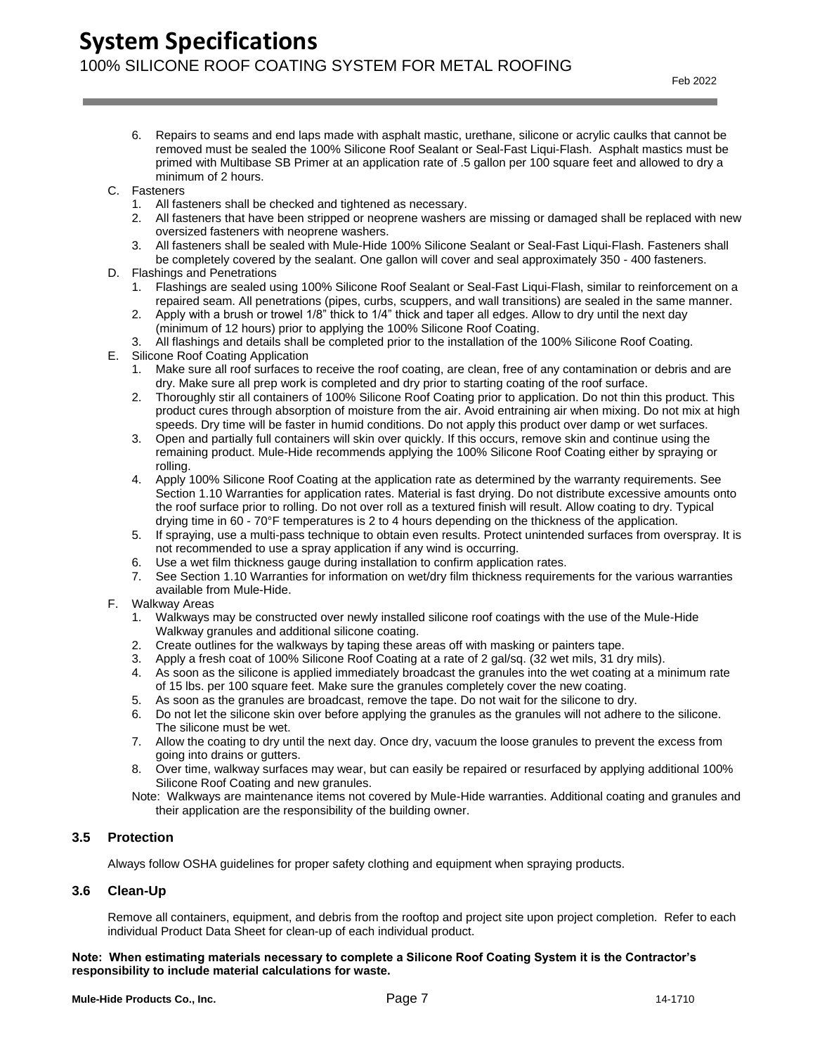6. Repairs to seams and end laps made with asphalt mastic, urethane, silicone or acrylic caulks that cannot be removed must be sealed the 100% Silicone Roof Sealant or Seal-Fast Liqui-Flash. Asphalt mastics must be primed with Multibase SB Primer at an application rate of .5 gallon per 100 square feet and allowed to dry a minimum of 2 hours.

C. Fasteners
   1. All fasteners shall be checked and tightened as necessary.
   2. All fasteners that have been stripped or neoprene washers are missing or damaged shall be replaced with new oversized fasteners with neoprene washers.
   3. All fasteners shall be sealed with Mule-Hide 100% Silicone Sealant or Seal-Fast Liqui-Flash. Fasteners shall be completely covered by the sealant. One gallon will cover and seal approximately 350 - 400 fasteners.

D. Flashings and Penetrations
   1. Flashings are sealed using 100% Silicone Roof Sealant or Seal-Fast Liqui-Flash, similar to reinforcement on a repaired seam. All penetrations (pipes, curbs, scuppers, and wall transitions) are sealed in the same manner.
   2. Apply with a brush or trowel 1/8" thick to 1/4" thick and taper all edges. Allow to dry until the next day (minimum of 12 hours) prior to applying the 100% Silicone Roof Coating.
   3. All flashings and details shall be completed prior to the installation of the 100% Silicone Roof Coating.

E. Silicone Roof Coating Application
   1. Make sure all roof surfaces to receive the roof coating, are clean, free of any contamination or debris and are dry. Make sure all prep work is completed and dry prior to starting coating of the roof surface.
   2. Thoroughly stir all containers of 100% Silicone Roof Coating prior to application. Do not thin this product. This product cures through absorption of moisture from the air. Avoid entraining air when mixing. Do not mix at high speeds. Dry time will be faster in humid conditions. Do not apply this product over damp or wet surfaces.
   3. Open and partially full containers will skin over quickly. If this occurs, remove skin and continue using the remaining product. Mule-Hide recommends applying the 100% Silicone Roof Coating either by spraying or rolling.
   4. Apply 100% Silicone Roof Coating at the application rate as determined by the warranty requirements. See Section 1.10 Warranties for application rates. Material is fast drying. Do not distribute excessive amounts onto the roof surface prior to rolling. Do not over roll as a textured finish will result. Allow coating to dry. Typical drying time in 60 - 70°F temperatures is 2 to 4 hours depending on the thickness of the application.
   5. If spraying, use a multi-pass technique to obtain even results. Protect unintended surfaces from overspray. It is not recommended to use a spray application if any wind is occurring.
   6. Use a wet film thickness gauge during installation to confirm application rates.
   7. See Section 1.10 Warranties for information on wet/dry film thickness requirements for the various warranties available from Mule-Hide.

F. Walkway Areas
   1. Walkways may be constructed over newly installed silicone roof coatings with the use of the Mule-Hide Walkway granules and additional silicone coating.
   2. Create outlines for the walkways by taping these areas off with masking or painters tape.
   3. Apply a fresh coat of 100% Silicone Roof Coating at a rate of 2 gal/sq. (32 wet mils, 31 dry mils).
   4. As soon as the silicone is applied immediately broadcast the granules into the wet coating at a minimum rate of 15 lbs. per 100 square feet. Make sure the granules completely cover the new coating.
   5. As soon as the granules are broadcast, remove the tape. Do not wait for the silicone to dry.
   6. Do not let the silicone skin over before applying the granules as the granules will not adhere to the silicone. The silicone must be wet.
   7. Allow the coating to dry until the next day. Once dry, vacuum the loose granules to prevent the excess from going into drains or gutters.
   8. Over time, walkway surfaces may wear, but can easily be repaired or resurfaced by applying additional 100% Silicone Roof Coating and new granules.

   Note: Walkways are maintenance items not covered by Mule-Hide warranties. Additional coating and granules and their application are the responsibility of the building owner.

### 3.5 Protection

Always follow OSHA guidelines for proper safety clothing and equipment when spraying products.

### 3.6 Clean-Up

Remove all containers, equipment, and debris from the rooftop and project site upon project completion. Refer to each individual Product Data Sheet for clean-up of each individual product.

**Note: When estimating materials necessary to complete a Silicone Roof Coating System it is the Contractor's responsibility to include material calculations for waste.**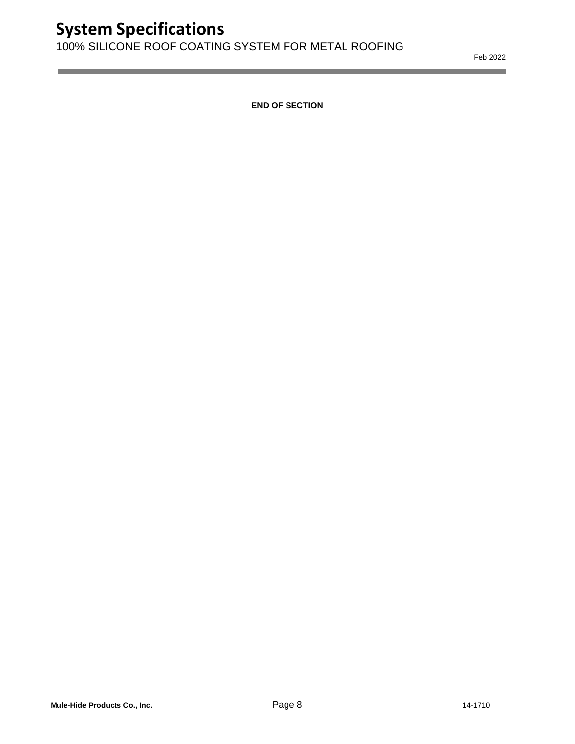**END OF SECTION**